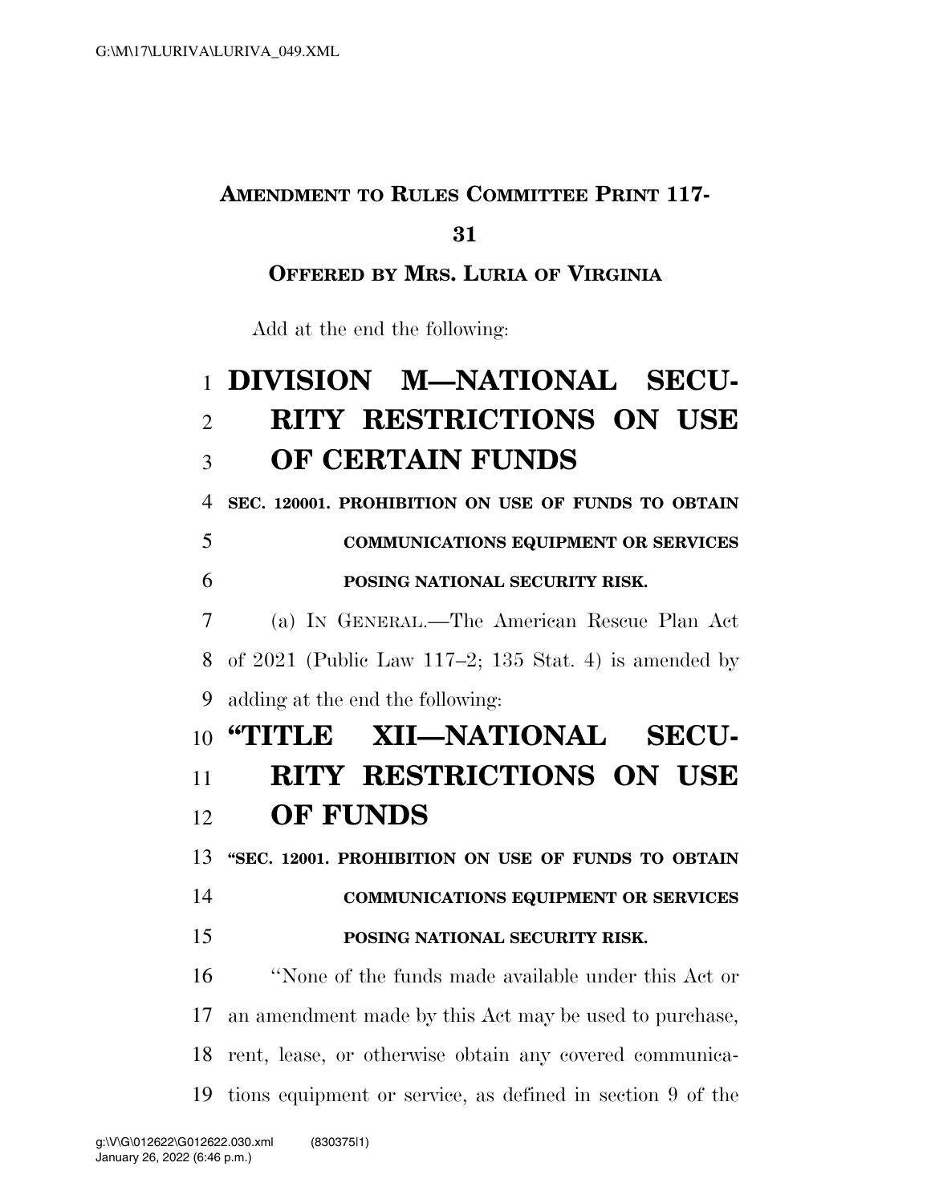**AMENDMENT TO RULES COMMITTEE PRINT 117-31**

**OFFERED BY MRS. LURIA OF VIRGINIA**

Add at the end the following:

# DIVISION M—NATIONAL SECURITY RESTRICTIONS ON USE OF CERTAIN FUNDS

### SEC. 120001. PROHIBITION ON USE OF FUNDS TO OBTAIN COMMUNICATIONS EQUIPMENT OR SERVICES POSING NATIONAL SECURITY RISK.

(a) IN GENERAL.—The American Rescue Plan Act of 2021 (Public Law 117–2; 135 Stat. 4) is amended by adding at the end the following:

# "TITLE XII—NATIONAL SECURITY RESTRICTIONS ON USE OF FUNDS

### "SEC. 12001. PROHIBITION ON USE OF FUNDS TO OBTAIN COMMUNICATIONS EQUIPMENT OR SERVICES POSING NATIONAL SECURITY RISK.

"None of the funds made available under this Act or an amendment made by this Act may be used to purchase, rent, lease, or otherwise obtain any covered communications equipment or service, as defined in section 9 of the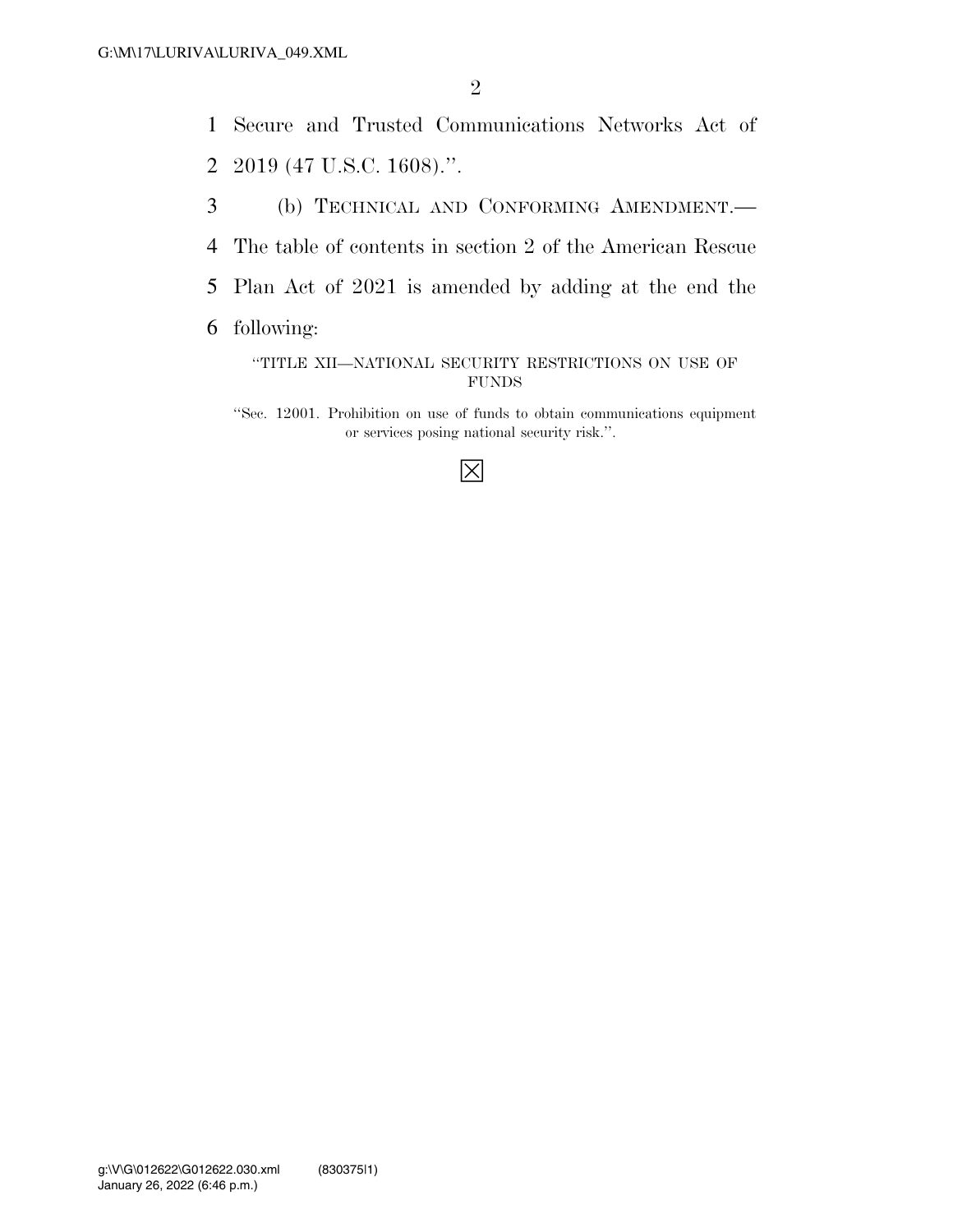Secure and Trusted Communications Networks Act of 2019 (47 U.S.C. 1608).''.

(b) TECHNICAL AND CONFORMING AMENDMENT.—The table of contents in section 2 of the American Rescue Plan Act of 2021 is amended by adding at the end the following:

''TITLE XII—NATIONAL SECURITY RESTRICTIONS ON USE OF FUNDS

''Sec. 12001. Prohibition on use of funds to obtain communications equipment or services posing national security risk.''.